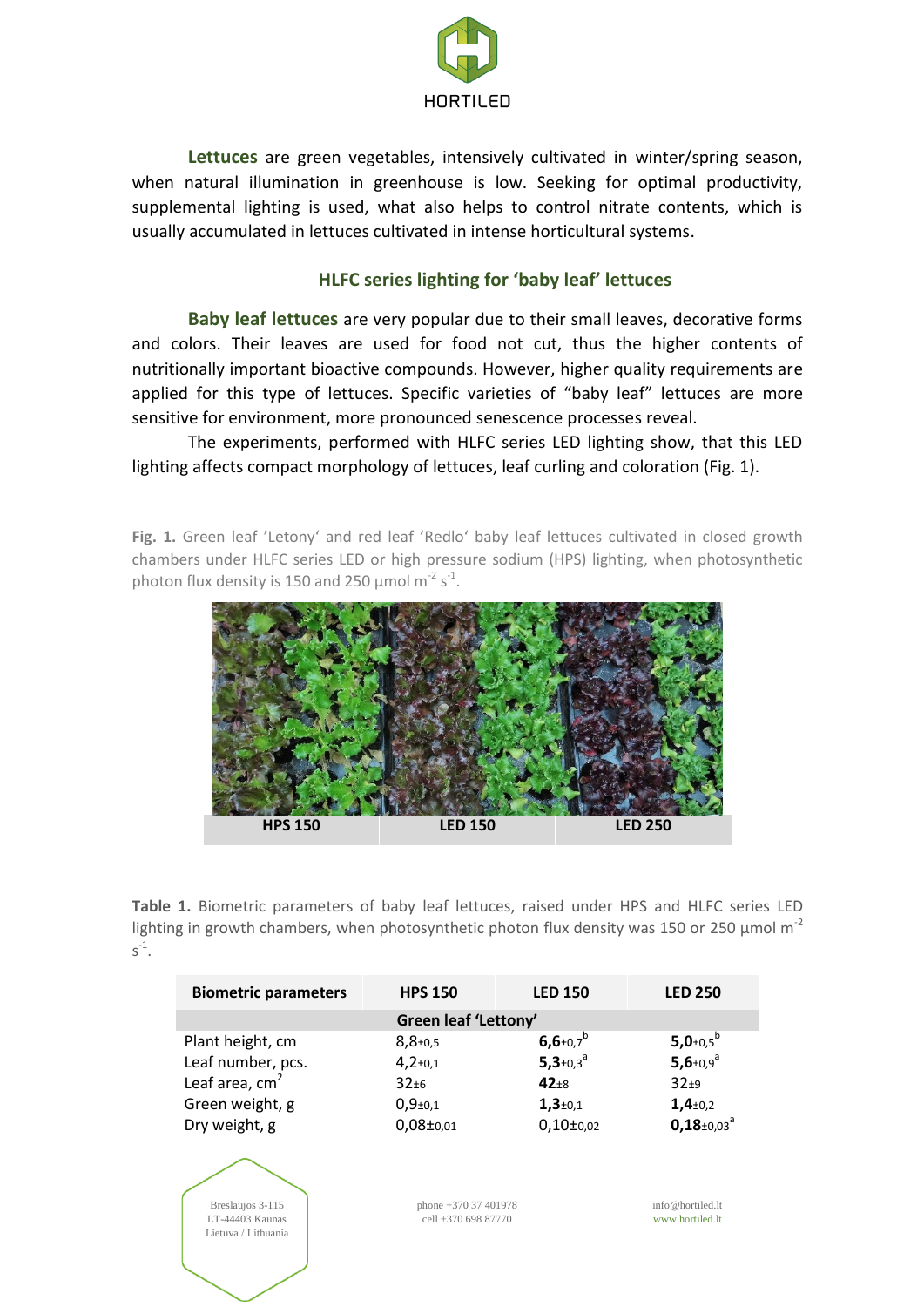**Lettuces** are green vegetables, intensively cultivated in winter/spring season, when natural illumination in greenhouse is low. Seeking for optimal productivity, supplemental lighting is used, what also helps to control nitrate contents, which is usually accumulated in lettuces cultivated in intense horticultural systems.

## HLFC series lighting for 'baby leaf' lettuces

**Baby leaf lettuces** are very popular due to their small leaves, decorative forms and colors. Their leaves are used for food not cut, thus the higher contents of nutritionally important bioactive compounds. However, higher quality requirements are applied for this type of lettuces. Specific varieties of "baby leaf" lettuces are more sensitive for environment, more pronounced senescence processes reveal.

The experiments, performed with HLFC series LED lighting show, that this LED lighting affects compact morphology of lettuces, leaf curling and coloration (Fig. 1).

**Fig. 1.** Green leaf 'Letony' and red leaf 'Redlo' baby leaf lettuces cultivated in closed growth chambers under HLFC series LED or high pressure sodium (HPS) lighting, when photosynthetic photon flux density is 150 and 250 µmol $m^{-2}$ $s^{-1}$.

HPS 150 | LED 150 | LED 250

**Table 1.** Biometric parameters of baby leaf lettuces, raised under HPS and HLFC series LED lighting in growth chambers, when photosynthetic photon flux density was 150 or 250 µmol $m^{-2}$ $s^{-1}$.

| Biometric parameters | HPS 150 | LED 150 | LED 250 |
|---|---|---|---|
| **Green leaf 'Lettony'** | | | |
| Plant height, cm | 8,8±0,5 | **6,6**±0,7[b] | **5,0**±0,5[b] |
| Leaf number, pcs. | 4,2±0,1 | **5,3**±0,3[a] | **5,6**±0,9[a] |
| Leaf area, $cm^2$ | 32±6 | **42**±8 | 32±9 |
| Green weight, g | 0,9±0,1 | **1,3**±0,1 | **1,4**±0,2 |
| Dry weight, g | 0,08±0,01 | 0,10±0,02 | **0,18**±0,03[a] |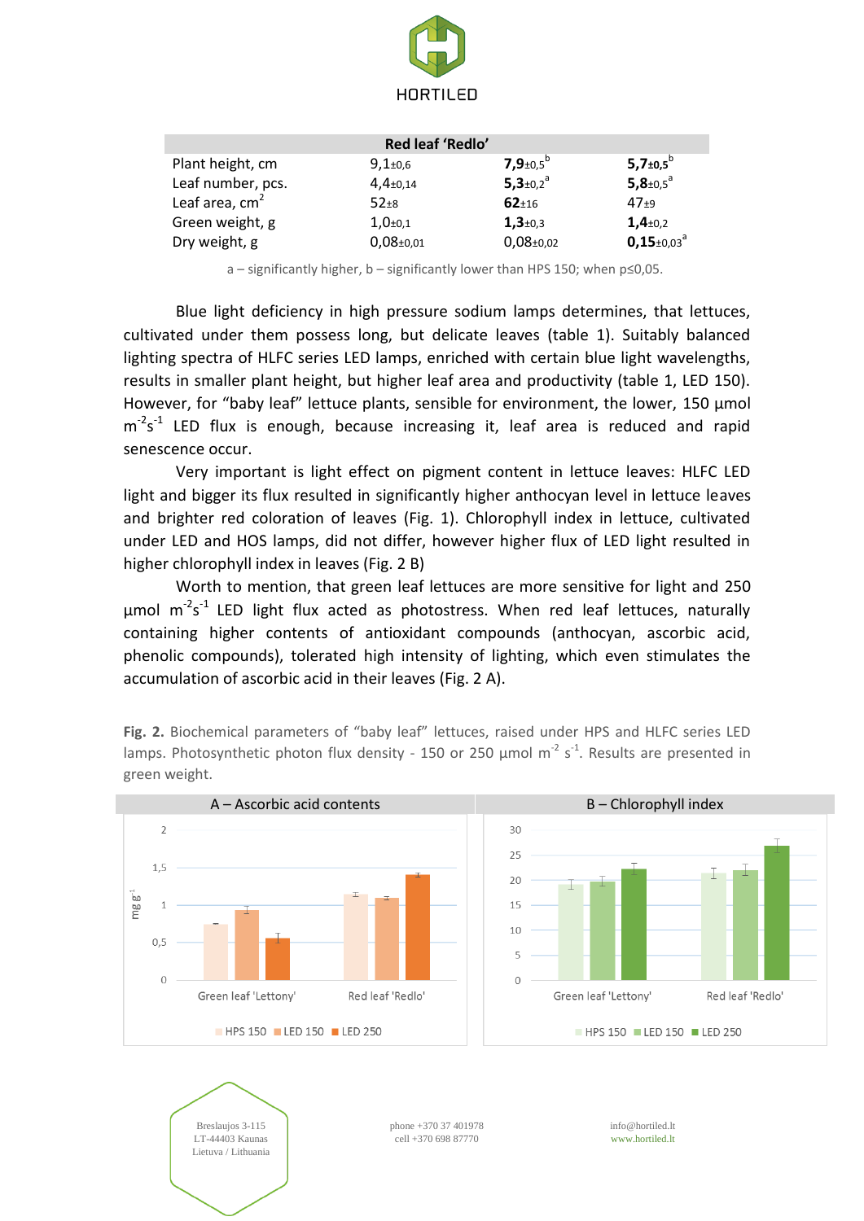| Red leaf 'Redlo' | | | |
|---|---|---|---|
| Plant height, cm | 9,1±0,6 | **7,9**±0,5[b] | **5,7±0,5**[b] |
| Leaf number, pcs. | 4,4±0,14 | **5,3**±0,2[a] | **5,8**±0,5[a] |
| Leaf area, $cm^2$ | 52±8 | **62**±16 | 47±9 |
| Green weight, g | 1,0±0,1 | **1,3**±0,3 | **1,4**±0,2 |
| Dry weight, g | 0,08±0,01 | 0,08±0,02 | **0,15**±0,03[a] |

a – significantly higher, b – significantly lower than HPS 150; when p≤0,05.

Blue light deficiency in high pressure sodium lamps determines, that lettuces, cultivated under them possess long, but delicate leaves (table 1). Suitably balanced lighting spectra of HLFC series LED lamps, enriched with certain blue light wavelengths, results in smaller plant height, but higher leaf area and productivity (table 1, LED 150). However, for "baby leaf" lettuce plants, sensible for environment, the lower, 150 µmol $m^{-2}s^{-1}$ LED flux is enough, because increasing it, leaf area is reduced and rapid senescence occur.

Very important is light effect on pigment content in lettuce leaves: HLFC LED light and bigger its flux resulted in significantly higher anthocyan level in lettuce leaves and brighter red coloration of leaves (Fig. 1). Chlorophyll index in lettuce, cultivated under LED and HOS lamps, did not differ, however higher flux of LED light resulted in higher chlorophyll index in leaves (Fig. 2 B)

Worth to mention, that green leaf lettuces are more sensitive for light and 250 µmol $m^{-2}s^{-1}$ LED light flux acted as photostress. When red leaf lettuces, naturally containing higher contents of antioxidant compounds (anthocyan, ascorbic acid, phenolic compounds), tolerated high intensity of lighting, which even stimulates the accumulation of ascorbic acid in their leaves (Fig. 2 A).

**Fig. 2.** Biochemical parameters of "baby leaf" lettuces, raised under HPS and HLFC series LED lamps. Photosynthetic photon flux density - 150 or 250 µmol $m^{-2}$ $s^{-1}$. Results are presented in green weight.

A – Ascorbic acid contents

B – Chlorophyll index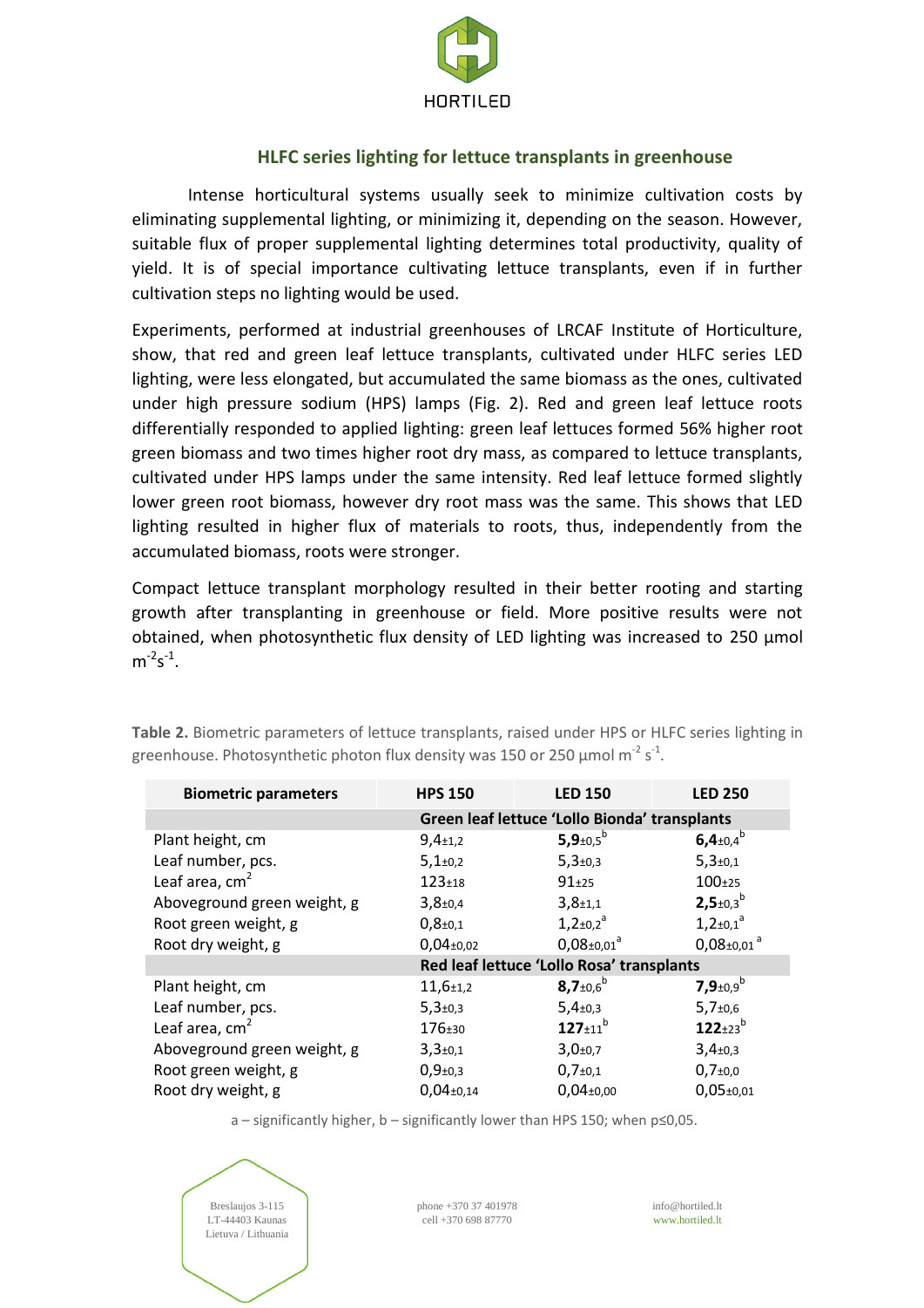## HLFC series lighting for lettuce transplants in greenhouse

Intense horticultural systems usually seek to minimize cultivation costs by eliminating supplemental lighting, or minimizing it, depending on the season. However, suitable flux of proper supplemental lighting determines total productivity, quality of yield. It is of special importance cultivating lettuce transplants, even if in further cultivation steps no lighting would be used.

Experiments, performed at industrial greenhouses of LRCAF Institute of Horticulture, show, that red and green leaf lettuce transplants, cultivated under HLFC series LED lighting, were less elongated, but accumulated the same biomass as the ones, cultivated under high pressure sodium (HPS) lamps (Fig. 2). Red and green leaf lettuce roots differentially responded to applied lighting: green leaf lettuces formed 56% higher root green biomass and two times higher root dry mass, as compared to lettuce transplants, cultivated under HPS lamps under the same intensity. Red leaf lettuce formed slightly lower green root biomass, however dry root mass was the same. This shows that LED lighting resulted in higher flux of materials to roots, thus, independently from the accumulated biomass, roots were stronger.

Compact lettuce transplant morphology resulted in their better rooting and starting growth after transplanting in greenhouse or field. More positive results were not obtained, when photosynthetic flux density of LED lighting was increased to 250 μmol $m^{-2}s^{-1}$.

**Table 2.** Biometric parameters of lettuce transplants, raised under HPS or HLFC series lighting in greenhouse. Photosynthetic photon flux density was 150 or 250 μmol $m^{-2}$ $s^{-1}$.

| Biometric parameters | HPS 150 | LED 150 | LED 250 |
|---|---|---|---|
| | Green leaf lettuce 'Lollo Bionda' transplants | | |
| Plant height, cm | 9,4±1,2 | **5,9**±0,5[b] | **6,4**±0,4[b] |
| Leaf number, pcs. | 5,1±0,2 | 5,3±0,3 | 5,3±0,1 |
| Leaf area, $cm^2$ | 123±18 | 91±25 | 100±25 |
| Aboveground green weight, g | 3,8±0,4 | 3,8±1,1 | **2,5**±0,3[b] |
| Root green weight, g | 0,8±0,1 | 1,2±0,2[a] | 1,2±0,1[a] |
| Root dry weight, g | 0,04±0,02 | 0,08±0,01[a] | 0,08±0,01[a] |
| | Red leaf lettuce 'Lollo Rosa' transplants | | |
| Plant height, cm | 11,6±1,2 | **8,7**±0,6[b] | **7,9**±0,9[b] |
| Leaf number, pcs. | 5,3±0,3 | 5,4±0,3 | 5,7±0,6 |
| Leaf area, $cm^2$ | 176±30 | **127**±11[b] | **122**±23[b] |
| Aboveground green weight, g | 3,3±0,1 | 3,0±0,7 | 3,4±0,3 |
| Root green weight, g | 0,9±0,3 | 0,7±0,1 | 0,7±0,0 |
| Root dry weight, g | 0,04±0,14 | 0,04±0,00 | 0,05±0,01 |

a – significantly higher, b – significantly lower than HPS 150; when $p \leq 0,05$.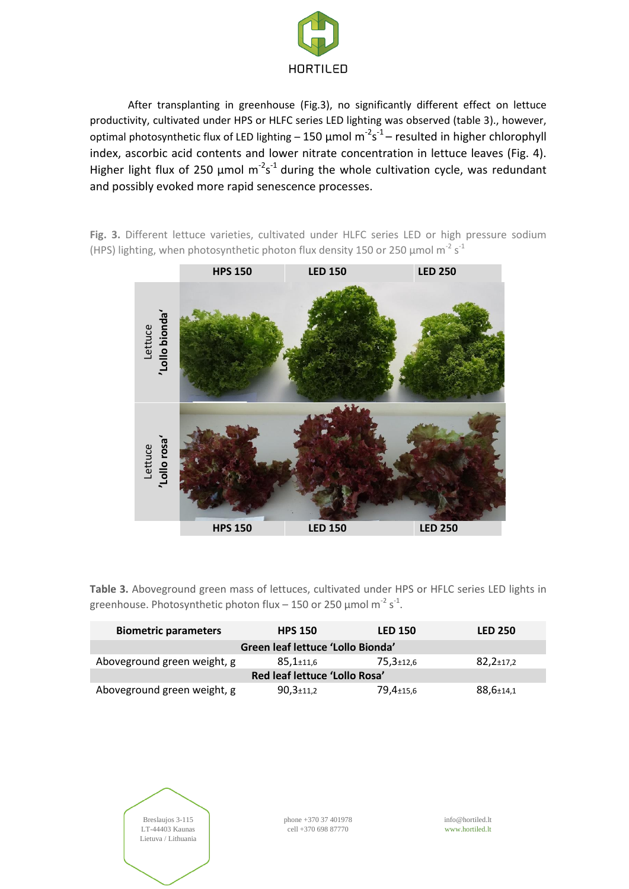After transplanting in greenhouse (Fig.3), no significantly different effect on lettuce productivity, cultivated under HPS or HLFC series LED lighting was observed (table 3)., however, optimal photosynthetic flux of LED lighting – 150 µmol $m^{-2}s^{-1}$ – resulted in higher chlorophyll index, ascorbic acid contents and lower nitrate concentration in lettuce leaves (Fig. 4). Higher light flux of 250 µmol $m^{-2}s^{-1}$ during the whole cultivation cycle, was redundant and possibly evoked more rapid senescence processes.

**Fig. 3.** Different lettuce varieties, cultivated under HLFC series LED or high pressure sodium (HPS) lighting, when photosynthetic photon flux density 150 or 250 µmol $m^{-2}$ $s^{-1}$

| | HPS 150 | LED 150 | LED 250 |
|---|---|---|---|
| Lettuce **'Lollo bionda'** | | | |
| Lettuce **'Lollo rosa'** | | | |
| | **HPS 150** | **LED 150** | **LED 250** |

**Table 3.** Aboveground green mass of lettuces, cultivated under HPS or HFLC series LED lights in greenhouse. Photosynthetic photon flux – 150 or 250 µmol $m^{-2}$ $s^{-1}$.

| Biometric parameters | HPS 150 | LED 150 | LED 250 |
|---|---|---|---|
| **Green leaf lettuce 'Lollo Bionda'** | | | |
| Aboveground green weight, g | 85,1±11,6 | 75,3±12,6 | 82,2±17,2 |
| **Red leaf lettuce 'Lollo Rosa'** | | | |
| Aboveground green weight, g | 90,3±11,2 | 79,4±15,6 | 88,6±14,1 |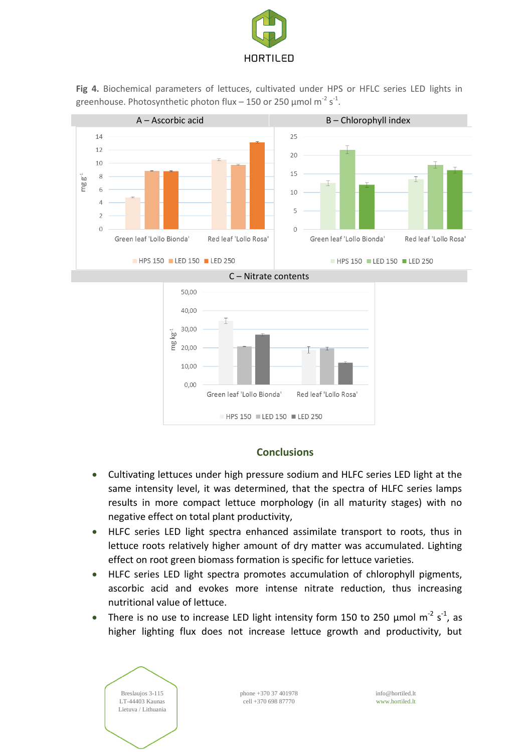**Fig 4.** Biochemical parameters of lettuces, cultivated under HPS or HFLC series LED lights in greenhouse. Photosynthetic photon flux – 150 or 250 µmol $m^{-2}$ $s^{-1}$.

A – Ascorbic acid

B – Chlorophyll index

C – Nitrate contents

## Conclusions

- Cultivating lettuces under high pressure sodium and HLFC series LED light at the same intensity level, it was determined, that the spectra of HLFC series lamps results in more compact lettuce morphology (in all maturity stages) with no negative effect on total plant productivity,
- HLFC series LED light spectra enhanced assimilate transport to roots, thus in lettuce roots relatively higher amount of dry matter was accumulated. Lighting effect on root green biomass formation is specific for lettuce varieties.
- HLFC series LED light spectra promotes accumulation of chlorophyll pigments, ascorbic acid and evokes more intense nitrate reduction, thus increasing nutritional value of lettuce.
- There is no use to increase LED light intensity form 150 to 250 µmol $m^{-2}$ $s^{-1}$, as higher lighting flux does not increase lettuce growth and productivity, but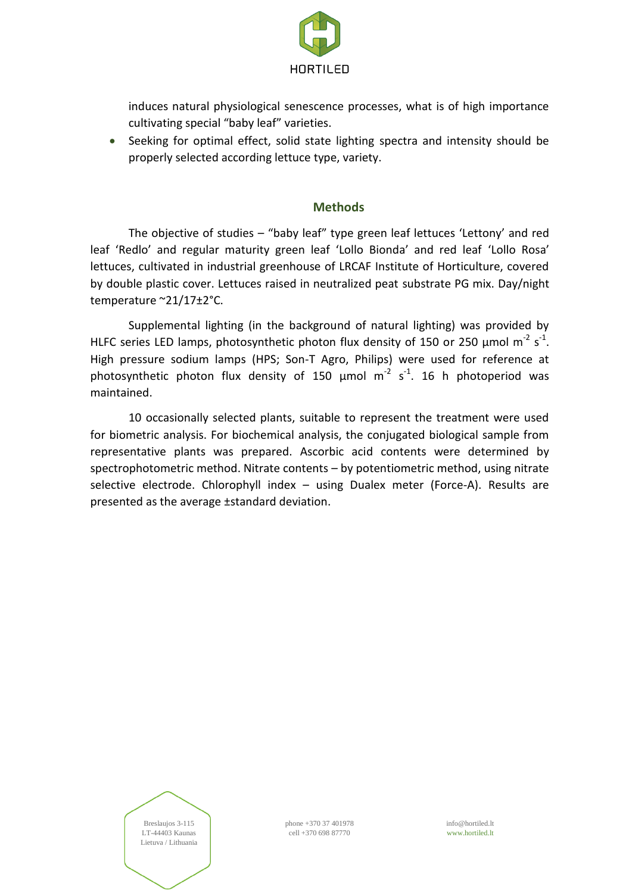induces natural physiological senescence processes, what is of high importance cultivating special "baby leaf" varieties.

- Seeking for optimal effect, solid state lighting spectra and intensity should be properly selected according lettuce type, variety.

## Methods

The objective of studies – "baby leaf" type green leaf lettuces 'Lettony' and red leaf 'Redlo' and regular maturity green leaf 'Lollo Bionda' and red leaf 'Lollo Rosa' lettuces, cultivated in industrial greenhouse of LRCAF Institute of Horticulture, covered by double plastic cover. Lettuces raised in neutralized peat substrate PG mix. Day/night temperature ~21/17±2°C.

Supplemental lighting (in the background of natural lighting) was provided by HLFC series LED lamps, photosynthetic photon flux density of 150 or 250 µmol $m^{-2}$ $s^{-1}$. High pressure sodium lamps (HPS; Son-T Agro, Philips) were used for reference at photosynthetic photon flux density of 150 µmol $m^{-2}$ $s^{-1}$. 16 h photoperiod was maintained.

10 occasionally selected plants, suitable to represent the treatment were used for biometric analysis. For biochemical analysis, the conjugated biological sample from representative plants was prepared. Ascorbic acid contents were determined by spectrophotometric method. Nitrate contents – by potentiometric method, using nitrate selective electrode. Chlorophyll index – using Dualex meter (Force-A). Results are presented as the average ±standard deviation.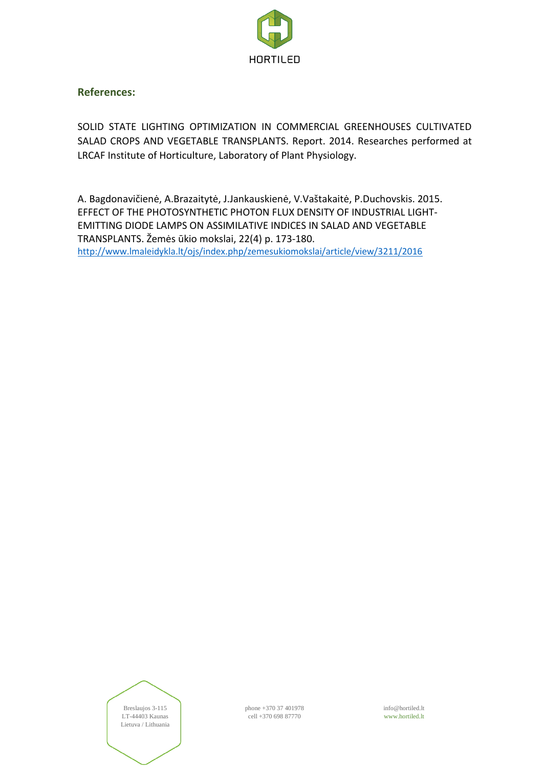## References:

SOLID STATE LIGHTING OPTIMIZATION IN COMMERCIAL GREENHOUSES CULTIVATED SALAD CROPS AND VEGETABLE TRANSPLANTS. Report. 2014. Researches performed at LRCAF Institute of Horticulture, Laboratory of Plant Physiology.

A. Bagdonavičienė, A.Brazaitytė, J.Jankauskienė, V.Vaštakaitė, P.Duchovskis. 2015. EFFECT OF THE PHOTOSYNTHETIC PHOTON FLUX DENSITY OF INDUSTRIAL LIGHT-EMITTING DIODE LAMPS ON ASSIMILATIVE INDICES IN SALAD AND VEGETABLE TRANSPLANTS. Žemės ūkio mokslai, 22(4) p. 173-180.
http://www.lmaleidykla.lt/ojs/index.php/zemesukiomokslai/article/view/3211/2016